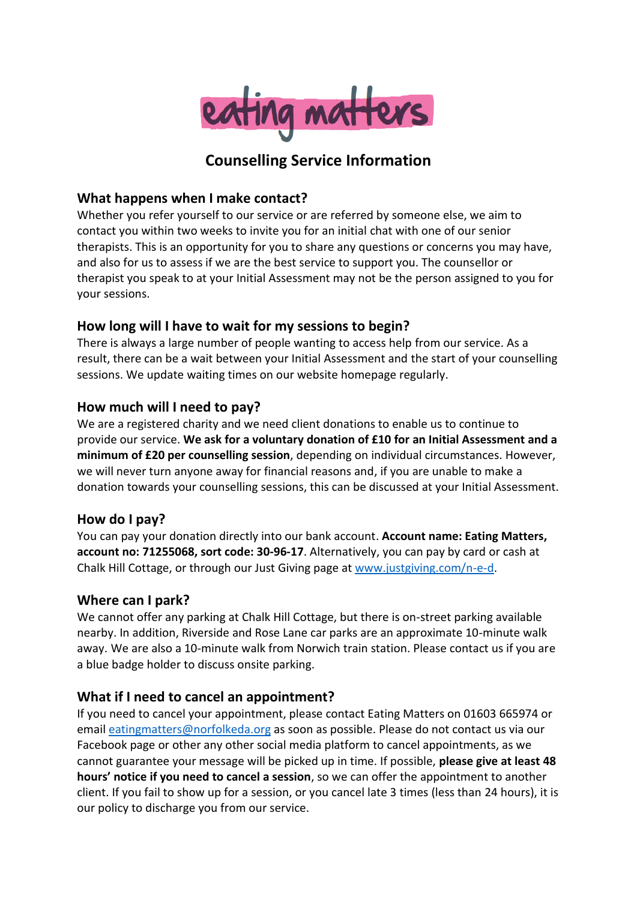eating matters

# Counselling Service Information

## What happens when I make contact?

Whether you refer yourself to our service or are referred by someone else, we aim to contact you within two weeks to invite you for an initial chat with one of our senior therapists. This is an opportunity for you to share any questions or concerns you may have, and also for us to assess if we are the best service to support you. The counsellor or therapist you speak to at your Initial Assessment may not be the person assigned to you for your sessions.

## How long will I have to wait for my sessions to begin?

There is always a large number of people wanting to access help from our service. As a result, there can be a wait between your Initial Assessment and the start of your counselling sessions. We update waiting times on our website homepage regularly.

## How much will I need to pay?

We are a registered charity and we need client donations to enable us to continue to provide our service. **We ask for a voluntary donation of £10 for an Initial Assessment and a minimum of £20 per counselling session**, depending on individual circumstances. However, we will never turn anyone away for financial reasons and, if you are unable to make a donation towards your counselling sessions, this can be discussed at your Initial Assessment.

## How do I pay?

You can pay your donation directly into our bank account. **Account name: Eating Matters, account no: 71255068, sort code: 30-96-17**. Alternatively, you can pay by card or cash at Chalk Hill Cottage, or through our Just Giving page at [www.justgiving.com/n-e-d](www.justgiving.com/n-e-d).

## Where can I park?

We cannot offer any parking at Chalk Hill Cottage, but there is on-street parking available nearby. In addition, Riverside and Rose Lane car parks are an approximate 10-minute walk away. We are also a 10-minute walk from Norwich train station. Please contact us if you are a blue badge holder to discuss onsite parking.

## What if I need to cancel an appointment?

If you need to cancel your appointment, please contact Eating Matters on 01603 665974 or email [eatingmatters@norfolkeda.org](mailto:eatingmatters@norfolkeda.org) as soon as possible. Please do not contact us via our Facebook page or other any other social media platform to cancel appointments, as we cannot guarantee your message will be picked up in time. If possible, **please give at least 48 hours' notice if you need to cancel a session**, so we can offer the appointment to another client. If you fail to show up for a session, or you cancel late 3 times (less than 24 hours), it is our policy to discharge you from our service.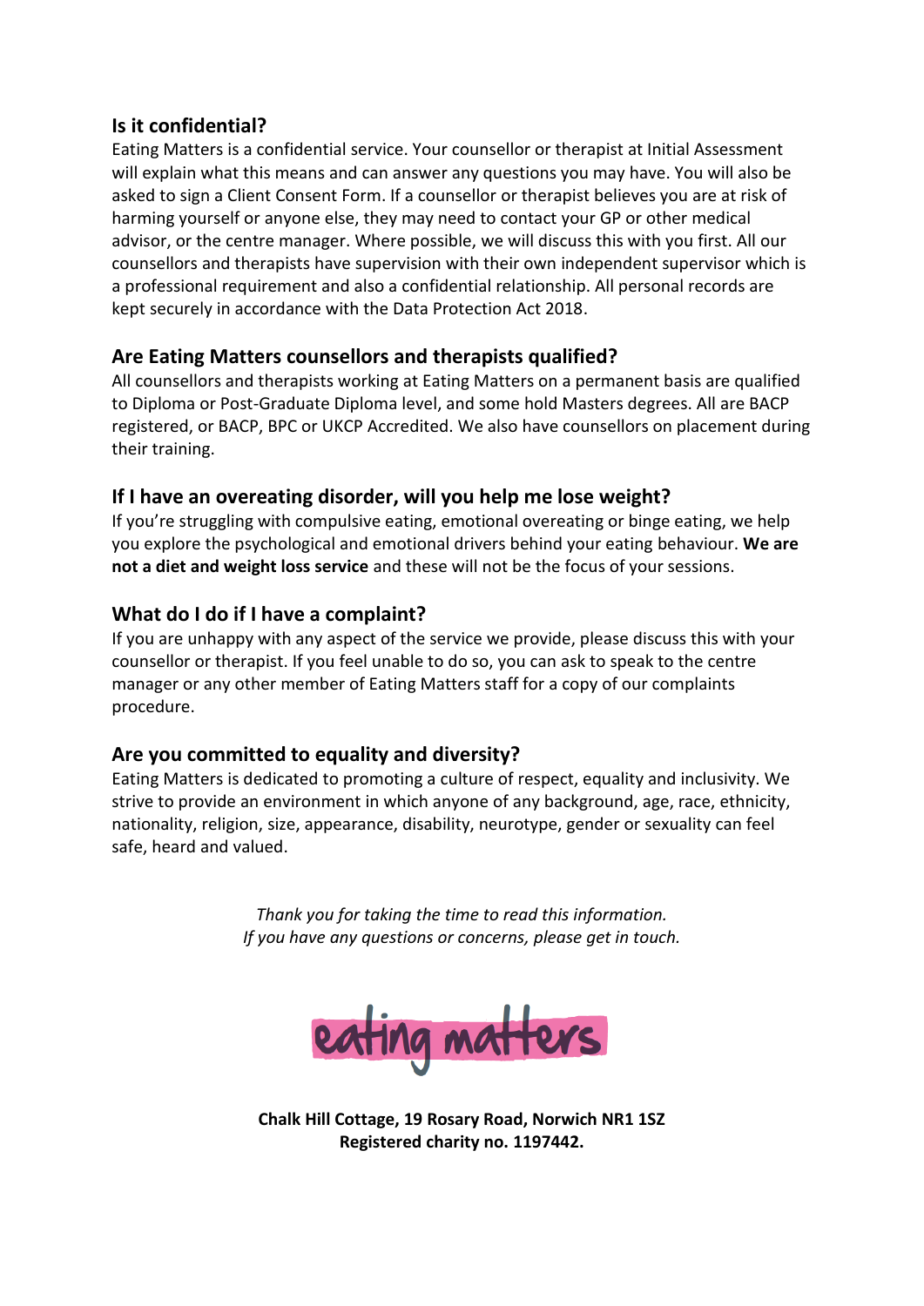## Is it confidential?

Eating Matters is a confidential service. Your counsellor or therapist at Initial Assessment will explain what this means and can answer any questions you may have. You will also be asked to sign a Client Consent Form. If a counsellor or therapist believes you are at risk of harming yourself or anyone else, they may need to contact your GP or other medical advisor, or the centre manager. Where possible, we will discuss this with you first. All our counsellors and therapists have supervision with their own independent supervisor which is a professional requirement and also a confidential relationship. All personal records are kept securely in accordance with the Data Protection Act 2018.

## Are Eating Matters counsellors and therapists qualified?

All counsellors and therapists working at Eating Matters on a permanent basis are qualified to Diploma or Post-Graduate Diploma level, and some hold Masters degrees. All are BACP registered, or BACP, BPC or UKCP Accredited. We also have counsellors on placement during their training.

## If I have an overeating disorder, will you help me lose weight?

If you're struggling with compulsive eating, emotional overeating or binge eating, we help you explore the psychological and emotional drivers behind your eating behaviour. **We are not a diet and weight loss service** and these will not be the focus of your sessions.

## What do I do if I have a complaint?

If you are unhappy with any aspect of the service we provide, please discuss this with your counsellor or therapist. If you feel unable to do so, you can ask to speak to the centre manager or any other member of Eating Matters staff for a copy of our complaints procedure.

## Are you committed to equality and diversity?

Eating Matters is dedicated to promoting a culture of respect, equality and inclusivity. We strive to provide an environment in which anyone of any background, age, race, ethnicity, nationality, religion, size, appearance, disability, neurotype, gender or sexuality can feel safe, heard and valued.

*Thank you for taking the time to read this information.*
*If you have any questions or concerns, please get in touch.*

eating matters

**Chalk Hill Cottage, 19 Rosary Road, Norwich NR1 1SZ**
**Registered charity no. 1197442.**